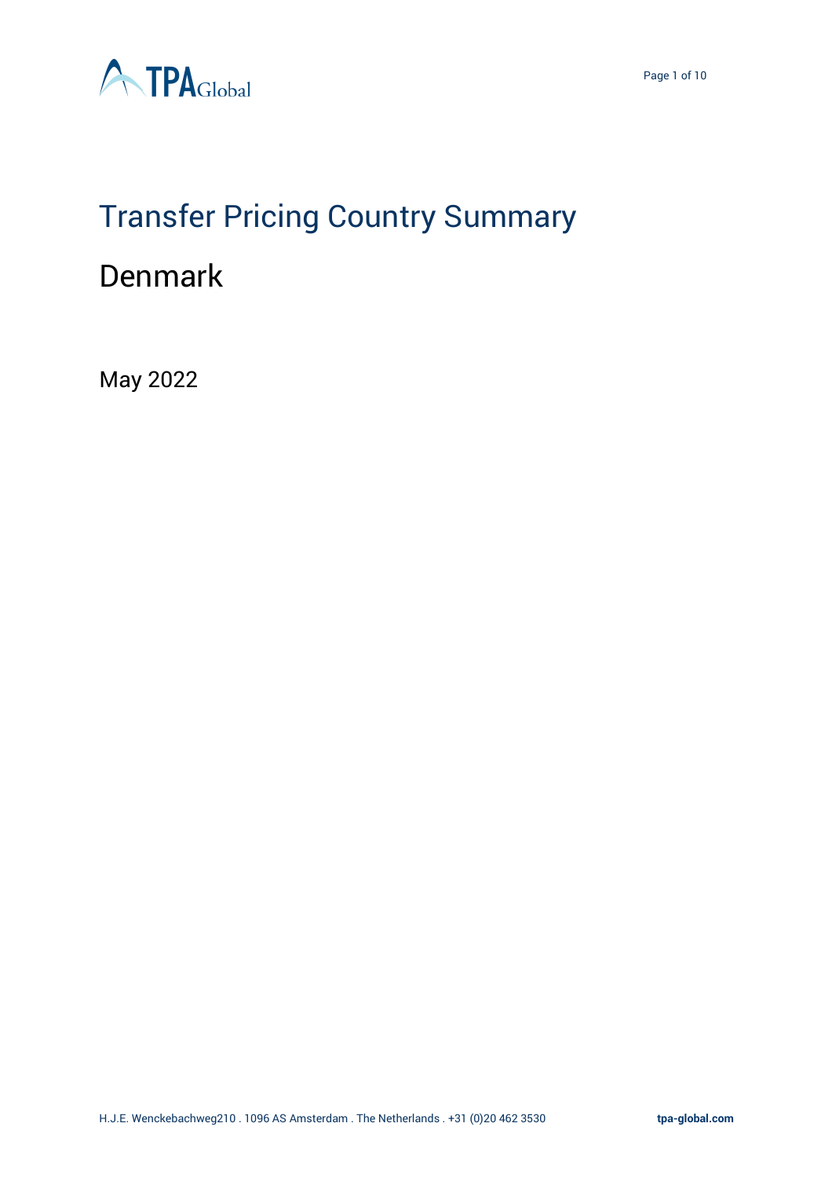# Transfer Pricing Country Summary

## Denmark

May 2022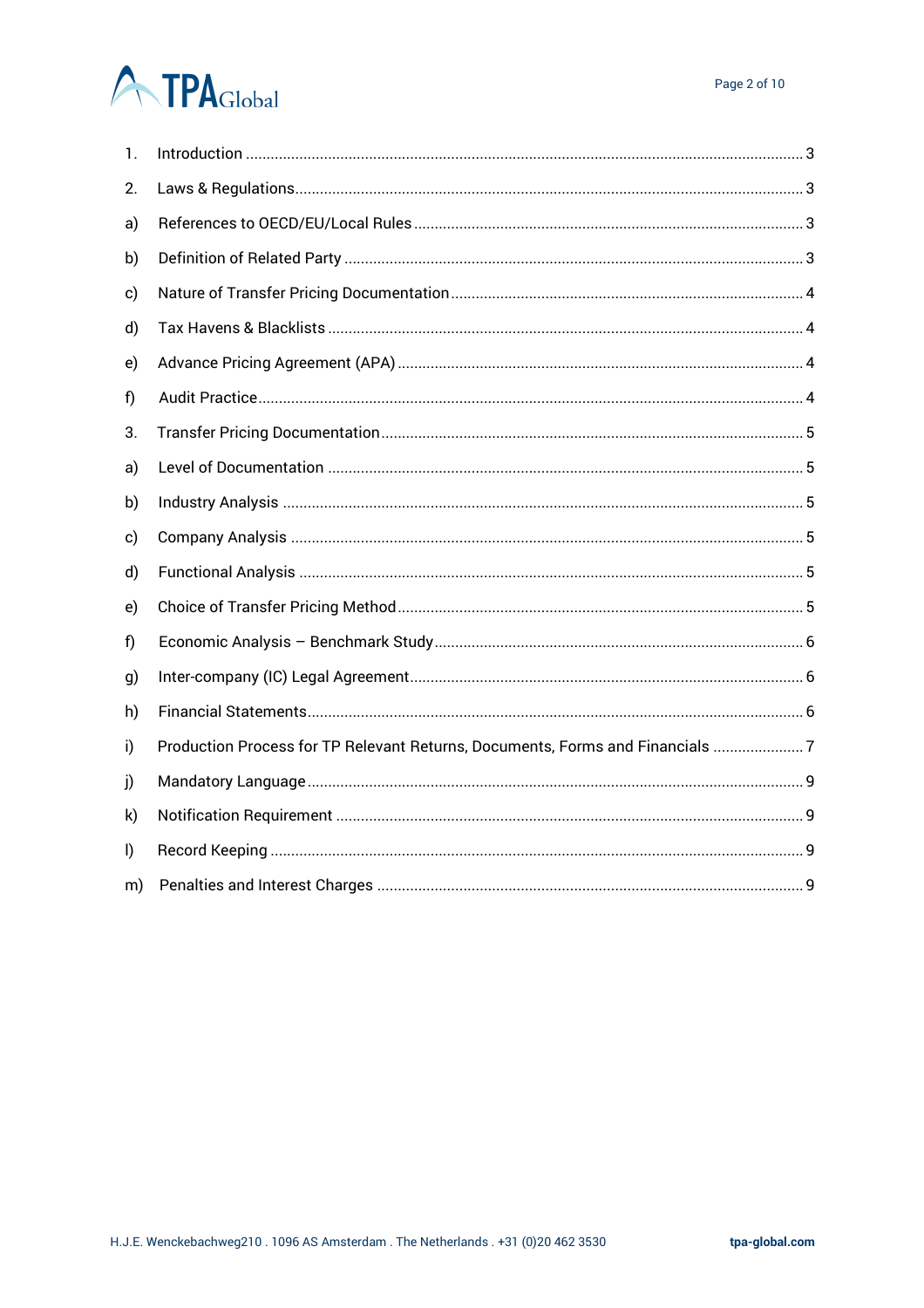1. Introduction ..................................................................................................................... 3
2. Laws & Regulations.......................................................................................................... 3
a) References to OECD/EU/Local Rules ............................................................................. 3
b) Definition of Related Party .............................................................................................. 3
c) Nature of Transfer Pricing Documentation .................................................................... 4
d) Tax Havens & Blacklists .................................................................................................. 4
e) Advance Pricing Agreement (APA) ................................................................................. 4
f) Audit Practice.................................................................................................................... 4
3. Transfer Pricing Documentation...................................................................................... 5
a) Level of Documentation .................................................................................................. 5
b) Industry Analysis ............................................................................................................ 5
c) Company Analysis ........................................................................................................... 5
d) Functional Analysis ........................................................................................................ 5
e) Choice of Transfer Pricing Method................................................................................. 5
f) Economic Analysis – Benchmark Study........................................................................... 6
g) Inter-company (IC) Legal Agreement.............................................................................. 6
h) Financial Statements....................................................................................................... 6
i) Production Process for TP Relevant Returns, Documents, Forms and Financials ...................... 7
j) Mandatory Language....................................................................................................... 9
k) Notification Requirement ............................................................................................... 9
l) Record Keeping ................................................................................................................ 9
m) Penalties and Interest Charges ..................................................................................... 9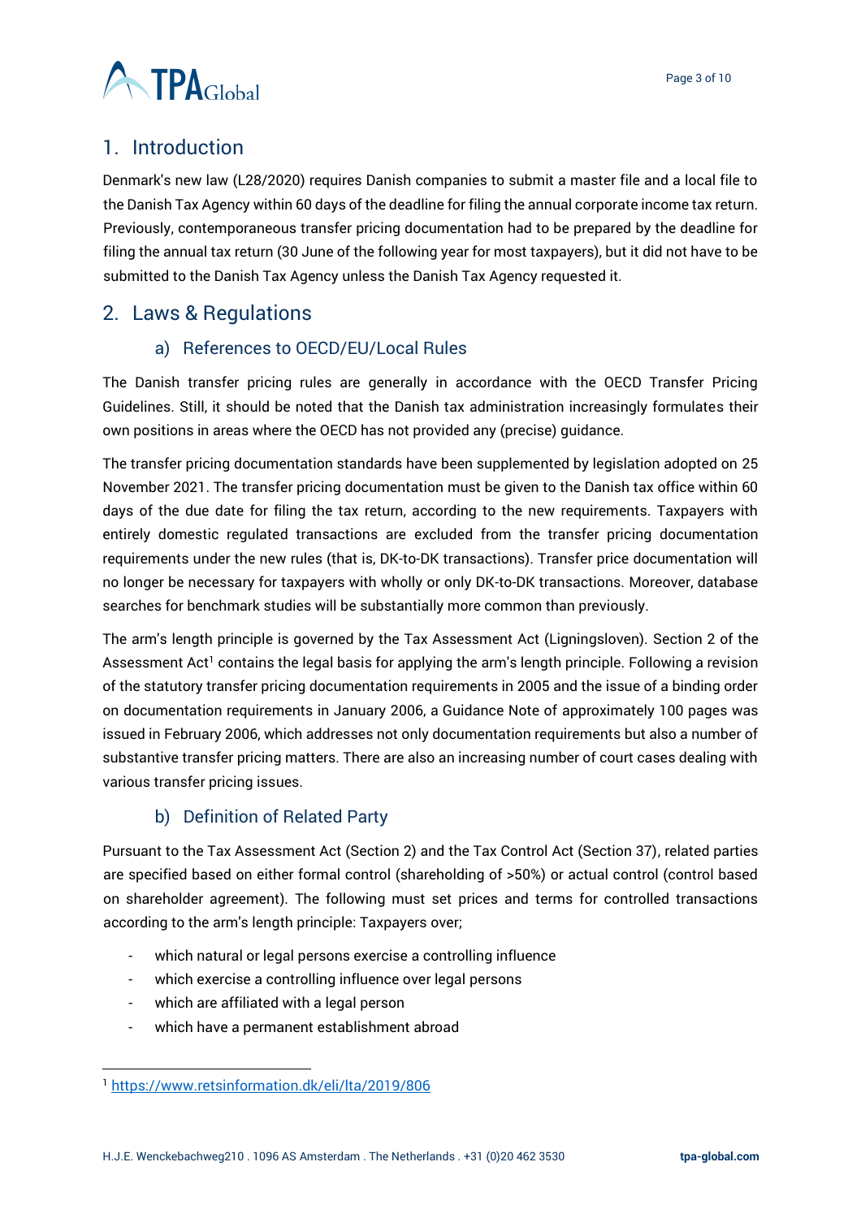## 1. Introduction

Denmark's new law (L28/2020) requires Danish companies to submit a master file and a local file to the Danish Tax Agency within 60 days of the deadline for filing the annual corporate income tax return. Previously, contemporaneous transfer pricing documentation had to be prepared by the deadline for filing the annual tax return (30 June of the following year for most taxpayers), but it did not have to be submitted to the Danish Tax Agency unless the Danish Tax Agency requested it.

## 2. Laws & Regulations

### a) References to OECD/EU/Local Rules

The Danish transfer pricing rules are generally in accordance with the OECD Transfer Pricing Guidelines. Still, it should be noted that the Danish tax administration increasingly formulates their own positions in areas where the OECD has not provided any (precise) guidance.

The transfer pricing documentation standards have been supplemented by legislation adopted on 25 November 2021. The transfer pricing documentation must be given to the Danish tax office within 60 days of the due date for filing the tax return, according to the new requirements. Taxpayers with entirely domestic regulated transactions are excluded from the transfer pricing documentation requirements under the new rules (that is, DK-to-DK transactions). Transfer price documentation will no longer be necessary for taxpayers with wholly or only DK-to-DK transactions. Moreover, database searches for benchmark studies will be substantially more common than previously.

The arm's length principle is governed by the Tax Assessment Act (Ligningsloven). Section 2 of the Assessment Act[1] contains the legal basis for applying the arm's length principle. Following a revision of the statutory transfer pricing documentation requirements in 2005 and the issue of a binding order on documentation requirements in January 2006, a Guidance Note of approximately 100 pages was issued in February 2006, which addresses not only documentation requirements but also a number of substantive transfer pricing matters. There are also an increasing number of court cases dealing with various transfer pricing issues.

### b) Definition of Related Party

Pursuant to the Tax Assessment Act (Section 2) and the Tax Control Act (Section 37), related parties are specified based on either formal control (shareholding of >50%) or actual control (control based on shareholder agreement). The following must set prices and terms for controlled transactions according to the arm's length principle: Taxpayers over;

- which natural or legal persons exercise a controlling influence
- which exercise a controlling influence over legal persons
- which are affiliated with a legal person
- which have a permanent establishment abroad

[1] https://www.retsinformation.dk/eli/lta/2019/806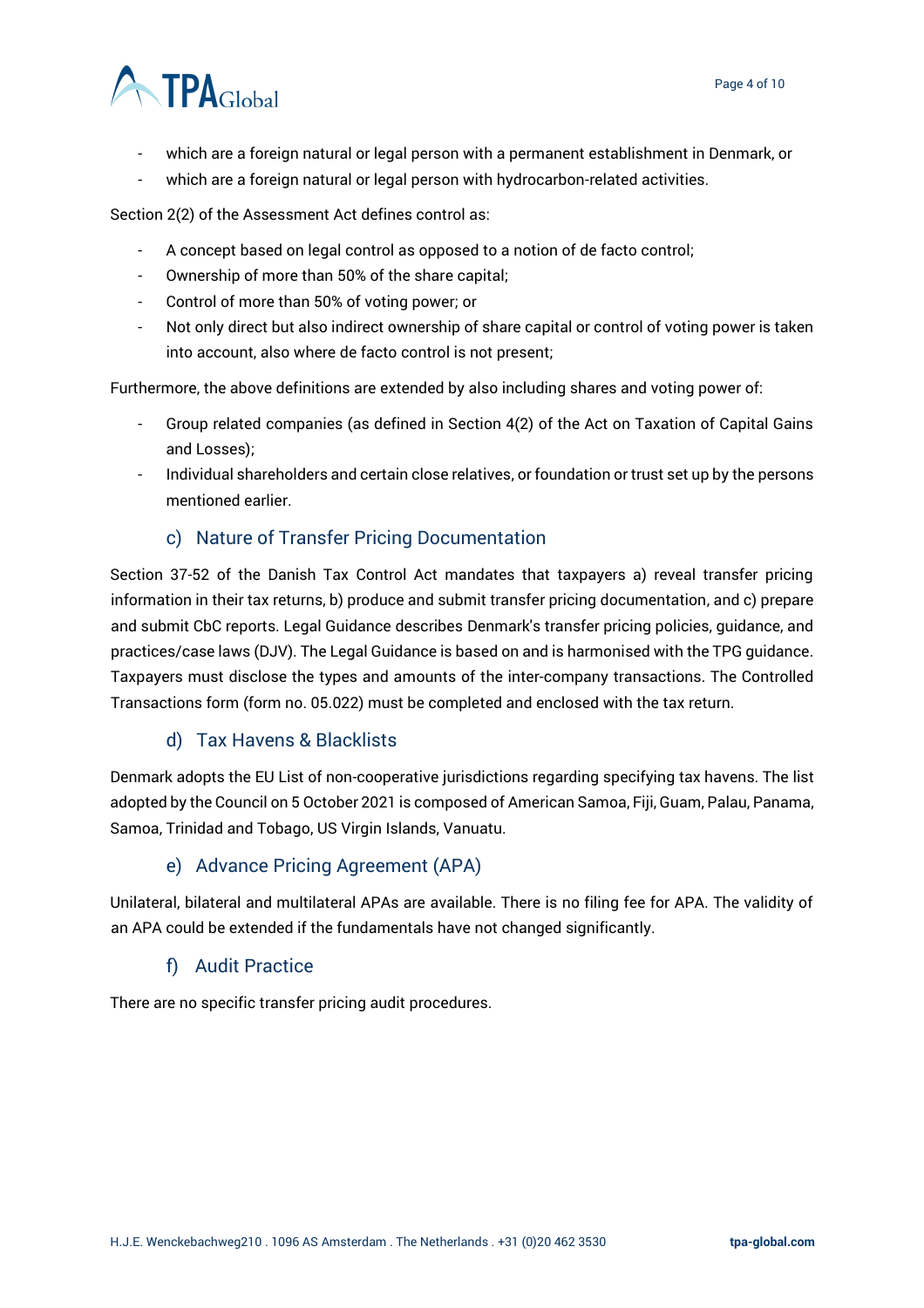- which are a foreign natural or legal person with a permanent establishment in Denmark, or
- which are a foreign natural or legal person with hydrocarbon-related activities.

Section 2(2) of the Assessment Act defines control as:

- A concept based on legal control as opposed to a notion of de facto control;
- Ownership of more than 50% of the share capital;
- Control of more than 50% of voting power; or
- Not only direct but also indirect ownership of share capital or control of voting power is taken into account, also where de facto control is not present;

Furthermore, the above definitions are extended by also including shares and voting power of:

- Group related companies (as defined in Section 4(2) of the Act on Taxation of Capital Gains and Losses);
- Individual shareholders and certain close relatives, or foundation or trust set up by the persons mentioned earlier.

### c) Nature of Transfer Pricing Documentation

Section 37-52 of the Danish Tax Control Act mandates that taxpayers a) reveal transfer pricing information in their tax returns, b) produce and submit transfer pricing documentation, and c) prepare and submit CbC reports. Legal Guidance describes Denmark's transfer pricing policies, guidance, and practices/case laws (DJV). The Legal Guidance is based on and is harmonised with the TPG guidance. Taxpayers must disclose the types and amounts of the inter-company transactions. The Controlled Transactions form (form no. 05.022) must be completed and enclosed with the tax return.

### d) Tax Havens & Blacklists

Denmark adopts the EU List of non-cooperative jurisdictions regarding specifying tax havens. The list adopted by the Council on 5 October 2021 is composed of American Samoa, Fiji, Guam, Palau, Panama, Samoa, Trinidad and Tobago, US Virgin Islands, Vanuatu.

### e) Advance Pricing Agreement (APA)

Unilateral, bilateral and multilateral APAs are available. There is no filing fee for APA. The validity of an APA could be extended if the fundamentals have not changed significantly.

### f) Audit Practice

There are no specific transfer pricing audit procedures.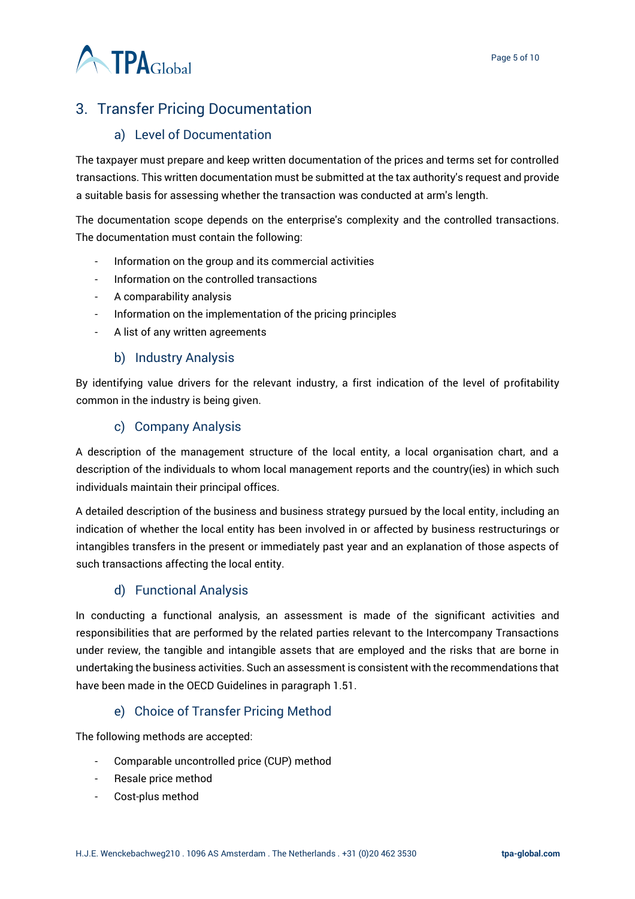## 3. Transfer Pricing Documentation

### a) Level of Documentation

The taxpayer must prepare and keep written documentation of the prices and terms set for controlled transactions. This written documentation must be submitted at the tax authority's request and provide a suitable basis for assessing whether the transaction was conducted at arm's length.

The documentation scope depends on the enterprise's complexity and the controlled transactions. The documentation must contain the following:

- Information on the group and its commercial activities
- Information on the controlled transactions
- A comparability analysis
- Information on the implementation of the pricing principles
- A list of any written agreements

### b) Industry Analysis

By identifying value drivers for the relevant industry, a first indication of the level of profitability common in the industry is being given.

### c) Company Analysis

A description of the management structure of the local entity, a local organisation chart, and a description of the individuals to whom local management reports and the country(ies) in which such individuals maintain their principal offices.

A detailed description of the business and business strategy pursued by the local entity, including an indication of whether the local entity has been involved in or affected by business restructurings or intangibles transfers in the present or immediately past year and an explanation of those aspects of such transactions affecting the local entity.

### d) Functional Analysis

In conducting a functional analysis, an assessment is made of the significant activities and responsibilities that are performed by the related parties relevant to the Intercompany Transactions under review, the tangible and intangible assets that are employed and the risks that are borne in undertaking the business activities. Such an assessment is consistent with the recommendations that have been made in the OECD Guidelines in paragraph 1.51.

### e) Choice of Transfer Pricing Method

The following methods are accepted:

- Comparable uncontrolled price (CUP) method
- Resale price method
- Cost-plus method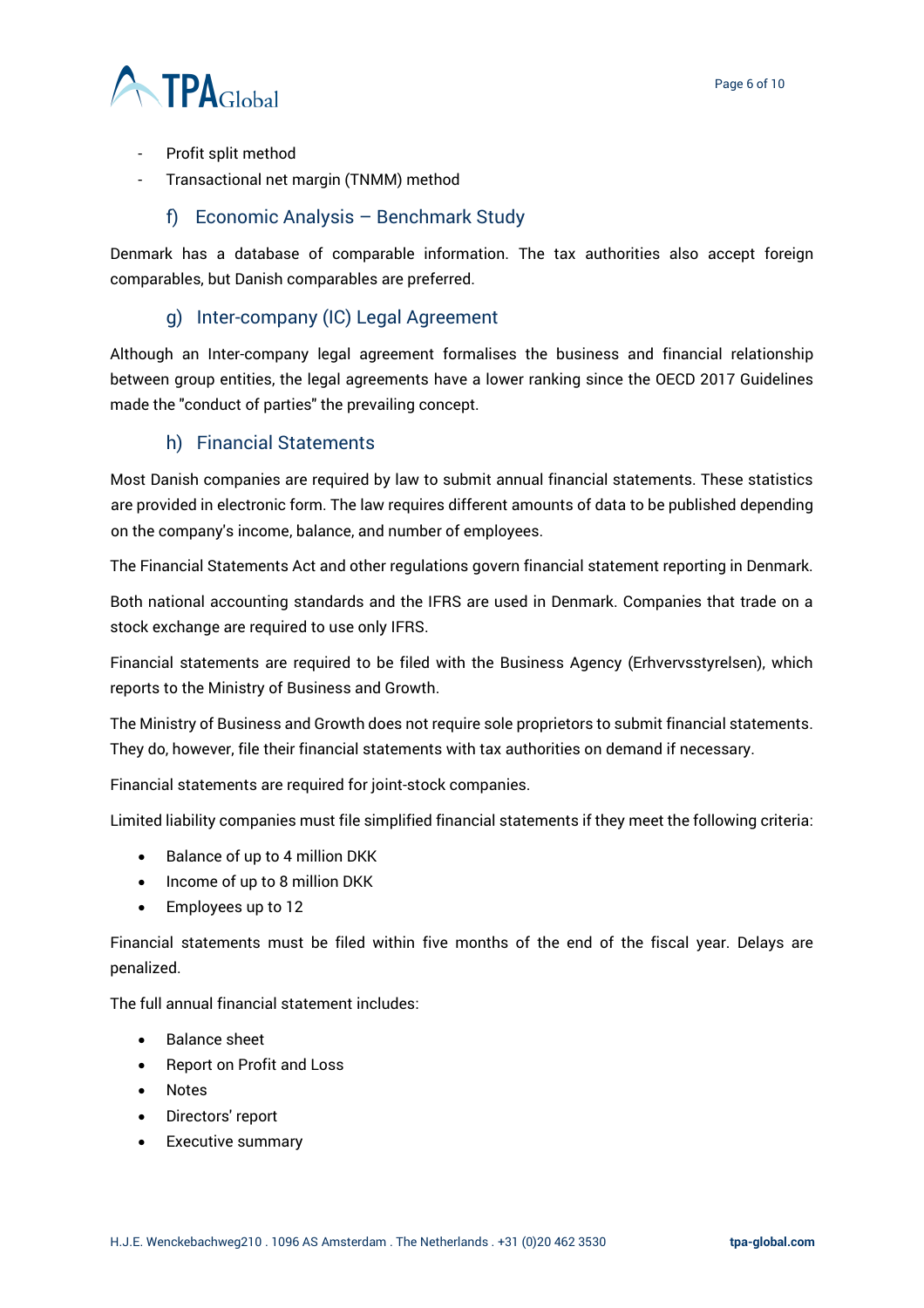- Profit split method
- Transactional net margin (TNMM) method

### f) Economic Analysis – Benchmark Study

Denmark has a database of comparable information. The tax authorities also accept foreign comparables, but Danish comparables are preferred.

### g) Inter-company (IC) Legal Agreement

Although an Inter-company legal agreement formalises the business and financial relationship between group entities, the legal agreements have a lower ranking since the OECD 2017 Guidelines made the "conduct of parties" the prevailing concept.

### h) Financial Statements

Most Danish companies are required by law to submit annual financial statements. These statistics are provided in electronic form. The law requires different amounts of data to be published depending on the company's income, balance, and number of employees.

The Financial Statements Act and other regulations govern financial statement reporting in Denmark.

Both national accounting standards and the IFRS are used in Denmark. Companies that trade on a stock exchange are required to use only IFRS.

Financial statements are required to be filed with the Business Agency (Erhvervsstyrelsen), which reports to the Ministry of Business and Growth.

The Ministry of Business and Growth does not require sole proprietors to submit financial statements. They do, however, file their financial statements with tax authorities on demand if necessary.

Financial statements are required for joint-stock companies.

Limited liability companies must file simplified financial statements if they meet the following criteria:

- Balance of up to 4 million DKK
- Income of up to 8 million DKK
- Employees up to 12

Financial statements must be filed within five months of the end of the fiscal year. Delays are penalized.

The full annual financial statement includes:

- Balance sheet
- Report on Profit and Loss
- Notes
- Directors' report
- Executive summary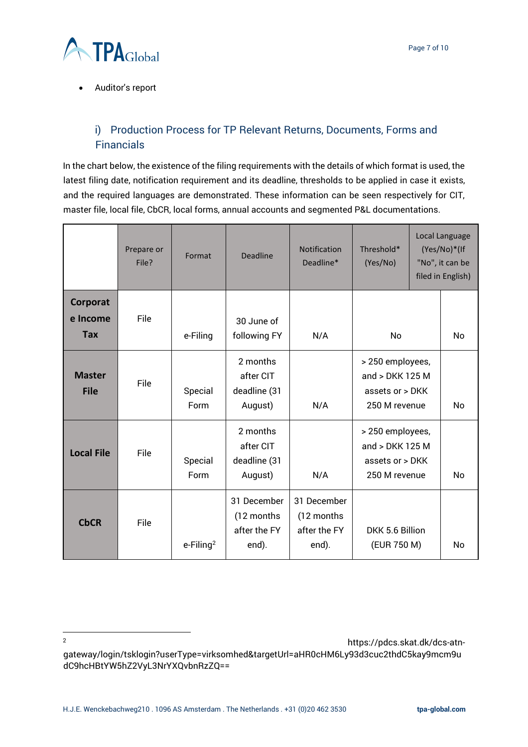- Auditor's report

### i) Production Process for TP Relevant Returns, Documents, Forms and Financials

In the chart below, the existence of the filing requirements with the details of which format is used, the latest filing date, notification requirement and its deadline, thresholds to be applied in case it exists, and the required languages are demonstrated. These information can be seen respectively for CIT, master file, local file, CbCR, local forms, annual accounts and segmented P&L documentations.

| | Prepare or File? | Format | Deadline | Notification Deadline* | Threshold* (Yes/No) | Local Language (Yes/No)*(If "No", it can be filed in English) |
|---|---|---|---|---|---|---|
| **Corporate Income Tax** | File | e-Filing | 30 June of following FY | N/A | No | No |
| **Master File** | File | Special Form | 2 months after CIT deadline (31 August) | N/A | > 250 employees, and > DKK 125 M assets or > DKK 250 M revenue | No |
| **Local File** | File | Special Form | 2 months after CIT deadline (31 August) | N/A | > 250 employees, and > DKK 125 M assets or > DKK 250 M revenue | No |
| **CbCR** | File | e-Filing[2] | 31 December (12 months after the FY end). | 31 December (12 months after the FY end). | DKK 5.6 Billion (EUR 750 M) | No |

[2] https://pdcs.skat.dk/dcs-atn-gateway/login/tsklogin?userType=virksomhed&targetUrl=aHR0cHM6Ly93d3cuc2thdC5kay9mcm9udC9hcHBtYW5hZ2VyL3NrYXQvbnRzZQ==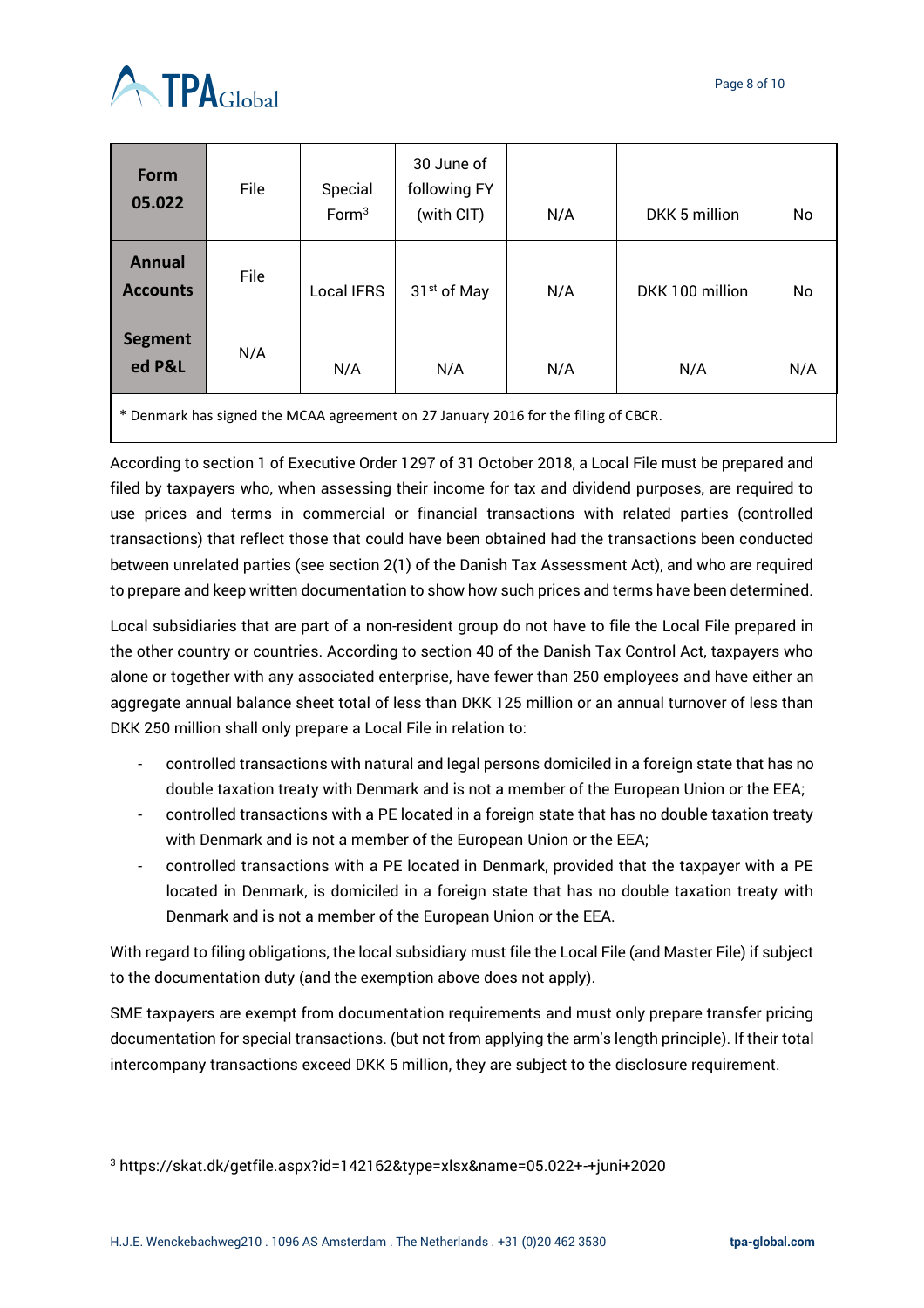| **Form 05.022** | File | Special Form[3] | 30 June of following FY (with CIT) | N/A | DKK 5 million | No |
|---|---|---|---|---|---|---|
| **Annual Accounts** | File | Local IFRS | 31st of May | N/A | DKK 100 million | No |
| **Segmented P&L** | N/A | N/A | N/A | N/A | N/A | N/A |

* Denmark has signed the MCAA agreement on 27 January 2016 for the filing of CBCR.

According to section 1 of Executive Order 1297 of 31 October 2018, a Local File must be prepared and filed by taxpayers who, when assessing their income for tax and dividend purposes, are required to use prices and terms in commercial or financial transactions with related parties (controlled transactions) that reflect those that could have been obtained had the transactions been conducted between unrelated parties (see section 2(1) of the Danish Tax Assessment Act), and who are required to prepare and keep written documentation to show how such prices and terms have been determined.

Local subsidiaries that are part of a non-resident group do not have to file the Local File prepared in the other country or countries. According to section 40 of the Danish Tax Control Act, taxpayers who alone or together with any associated enterprise, have fewer than 250 employees and have either an aggregate annual balance sheet total of less than DKK 125 million or an annual turnover of less than DKK 250 million shall only prepare a Local File in relation to:

- controlled transactions with natural and legal persons domiciled in a foreign state that has no double taxation treaty with Denmark and is not a member of the European Union or the EEA;
- controlled transactions with a PE located in a foreign state that has no double taxation treaty with Denmark and is not a member of the European Union or the EEA;
- controlled transactions with a PE located in Denmark, provided that the taxpayer with a PE located in Denmark, is domiciled in a foreign state that has no double taxation treaty with Denmark and is not a member of the European Union or the EEA.

With regard to filing obligations, the local subsidiary must file the Local File (and Master File) if subject to the documentation duty (and the exemption above does not apply).

SME taxpayers are exempt from documentation requirements and must only prepare transfer pricing documentation for special transactions. (but not from applying the arm's length principle). If their total intercompany transactions exceed DKK 5 million, they are subject to the disclosure requirement.

[3] https://skat.dk/getfile.aspx?id=142162&type=xlsx&name=05.022+-+juni+2020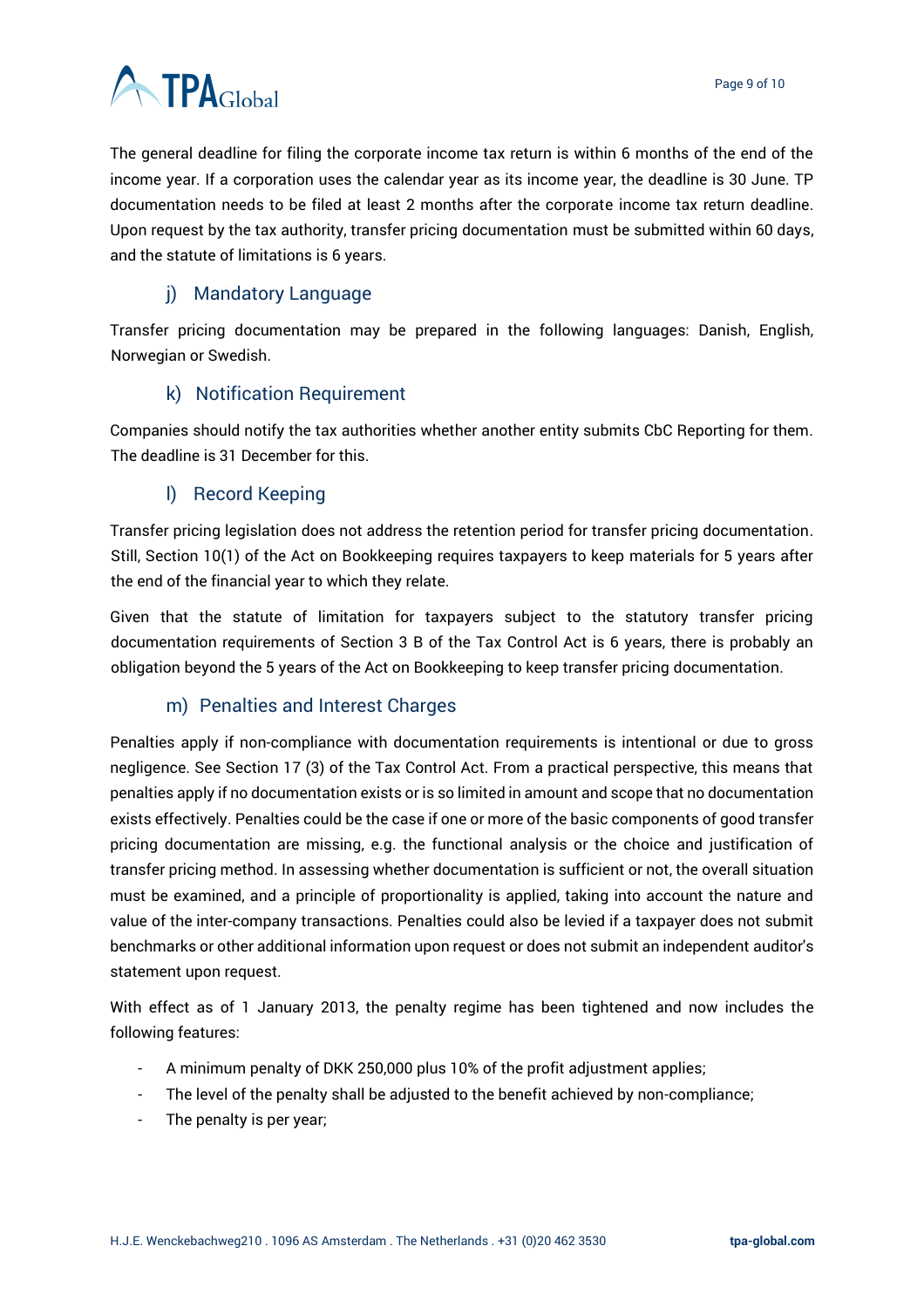The general deadline for filing the corporate income tax return is within 6 months of the end of the income year. If a corporation uses the calendar year as its income year, the deadline is 30 June. TP documentation needs to be filed at least 2 months after the corporate income tax return deadline. Upon request by the tax authority, transfer pricing documentation must be submitted within 60 days, and the statute of limitations is 6 years.

### j) Mandatory Language

Transfer pricing documentation may be prepared in the following languages: Danish, English, Norwegian or Swedish.

### k) Notification Requirement

Companies should notify the tax authorities whether another entity submits CbC Reporting for them. The deadline is 31 December for this.

### l) Record Keeping

Transfer pricing legislation does not address the retention period for transfer pricing documentation. Still, Section 10(1) of the Act on Bookkeeping requires taxpayers to keep materials for 5 years after the end of the financial year to which they relate.

Given that the statute of limitation for taxpayers subject to the statutory transfer pricing documentation requirements of Section 3 B of the Tax Control Act is 6 years, there is probably an obligation beyond the 5 years of the Act on Bookkeeping to keep transfer pricing documentation.

### m) Penalties and Interest Charges

Penalties apply if non-compliance with documentation requirements is intentional or due to gross negligence. See Section 17 (3) of the Tax Control Act. From a practical perspective, this means that penalties apply if no documentation exists or is so limited in amount and scope that no documentation exists effectively. Penalties could be the case if one or more of the basic components of good transfer pricing documentation are missing, e.g. the functional analysis or the choice and justification of transfer pricing method. In assessing whether documentation is sufficient or not, the overall situation must be examined, and a principle of proportionality is applied, taking into account the nature and value of the inter-company transactions. Penalties could also be levied if a taxpayer does not submit benchmarks or other additional information upon request or does not submit an independent auditor's statement upon request.

With effect as of 1 January 2013, the penalty regime has been tightened and now includes the following features:

- A minimum penalty of DKK 250,000 plus 10% of the profit adjustment applies;
- The level of the penalty shall be adjusted to the benefit achieved by non-compliance;
- The penalty is per year;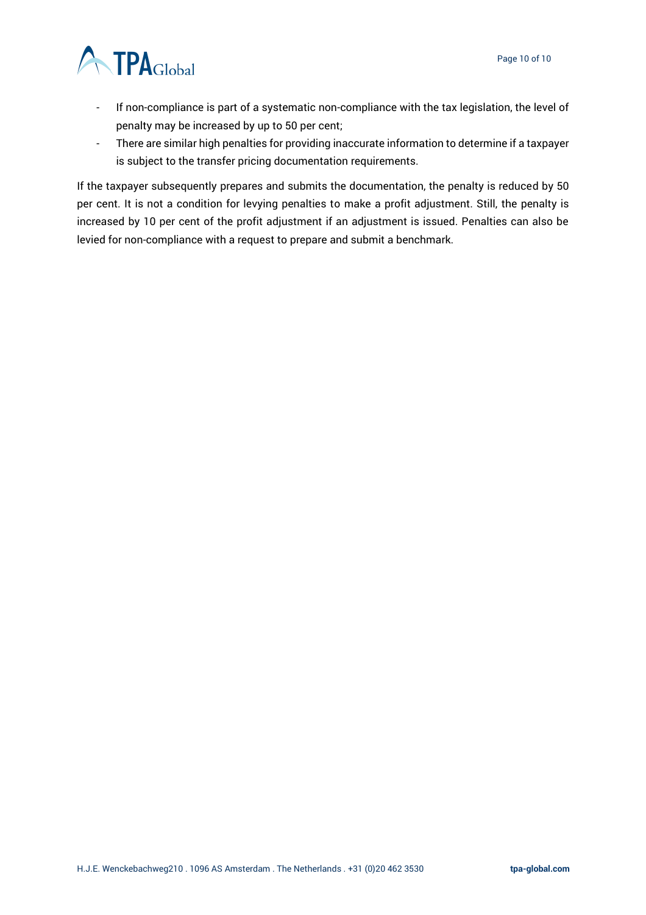- If non-compliance is part of a systematic non-compliance with the tax legislation, the level of penalty may be increased by up to 50 per cent;
- There are similar high penalties for providing inaccurate information to determine if a taxpayer is subject to the transfer pricing documentation requirements.

If the taxpayer subsequently prepares and submits the documentation, the penalty is reduced by 50 per cent. It is not a condition for levying penalties to make a profit adjustment. Still, the penalty is increased by 10 per cent of the profit adjustment if an adjustment is issued. Penalties can also be levied for non-compliance with a request to prepare and submit a benchmark.